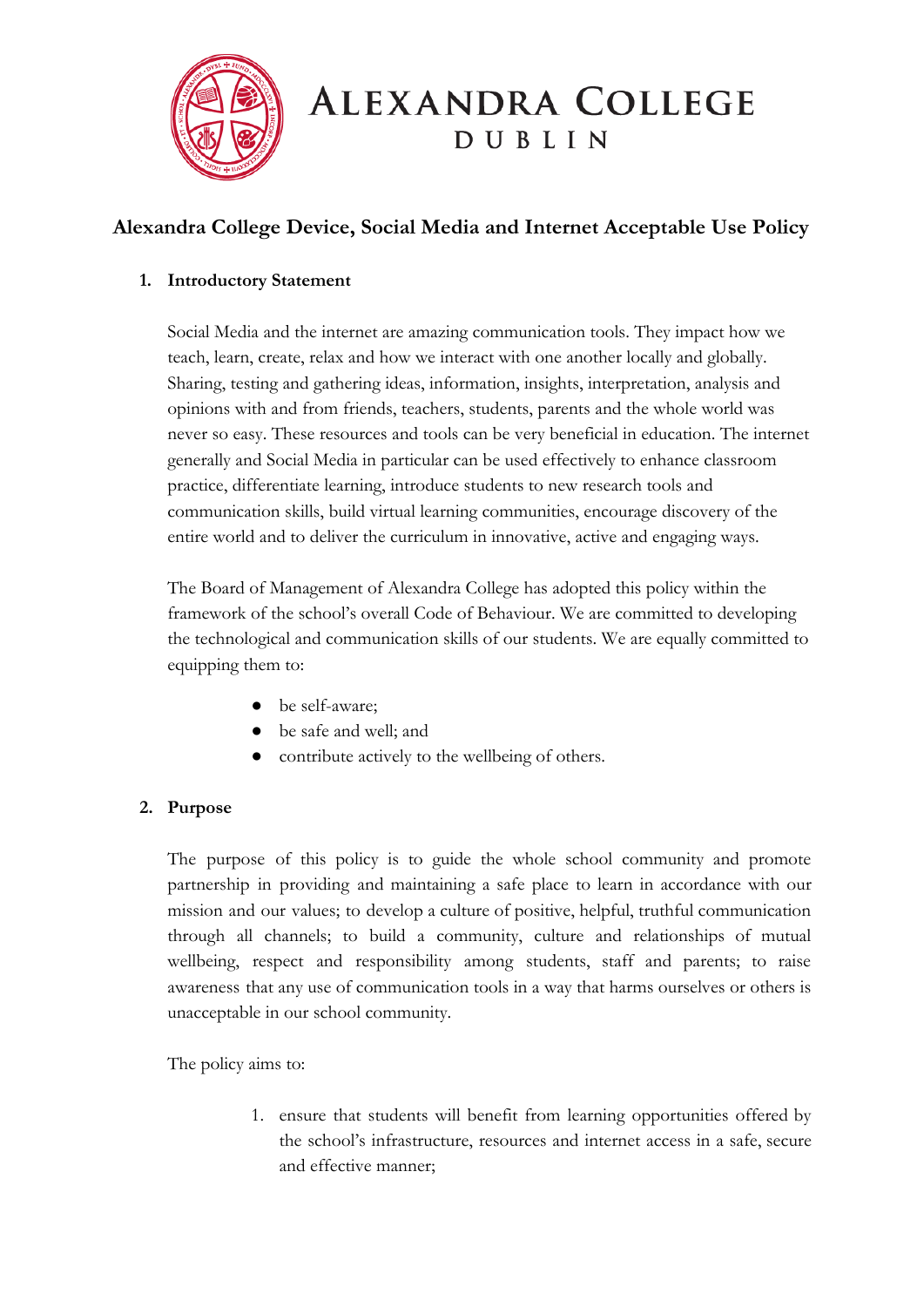# ALEXANDRA COLLEGE DUBLIN

## Alexandra College Device, Social Media and Internet Acceptable Use Policy

### 1. Introductory Statement

Social Media and the internet are amazing communication tools. They impact how we teach, learn, create, relax and how we interact with one another locally and globally. Sharing, testing and gathering ideas, information, insights, interpretation, analysis and opinions with and from friends, teachers, students, parents and the whole world was never so easy. These resources and tools can be very beneficial in education. The internet generally and Social Media in particular can be used effectively to enhance classroom practice, differentiate learning, introduce students to new research tools and communication skills, build virtual learning communities, encourage discovery of the entire world and to deliver the curriculum in innovative, active and engaging ways.

The Board of Management of Alexandra College has adopted this policy within the framework of the school's overall Code of Behaviour. We are committed to developing the technological and communication skills of our students. We are equally committed to equipping them to:

- be self-aware;
- be safe and well; and
- contribute actively to the wellbeing of others.

### 2. Purpose

The purpose of this policy is to guide the whole school community and promote partnership in providing and maintaining a safe place to learn in accordance with our mission and our values; to develop a culture of positive, helpful, truthful communication through all channels; to build a community, culture and relationships of mutual wellbeing, respect and responsibility among students, staff and parents; to raise awareness that any use of communication tools in a way that harms ourselves or others is unacceptable in our school community.

The policy aims to:

1. ensure that students will benefit from learning opportunities offered by the school's infrastructure, resources and internet access in a safe, secure and effective manner;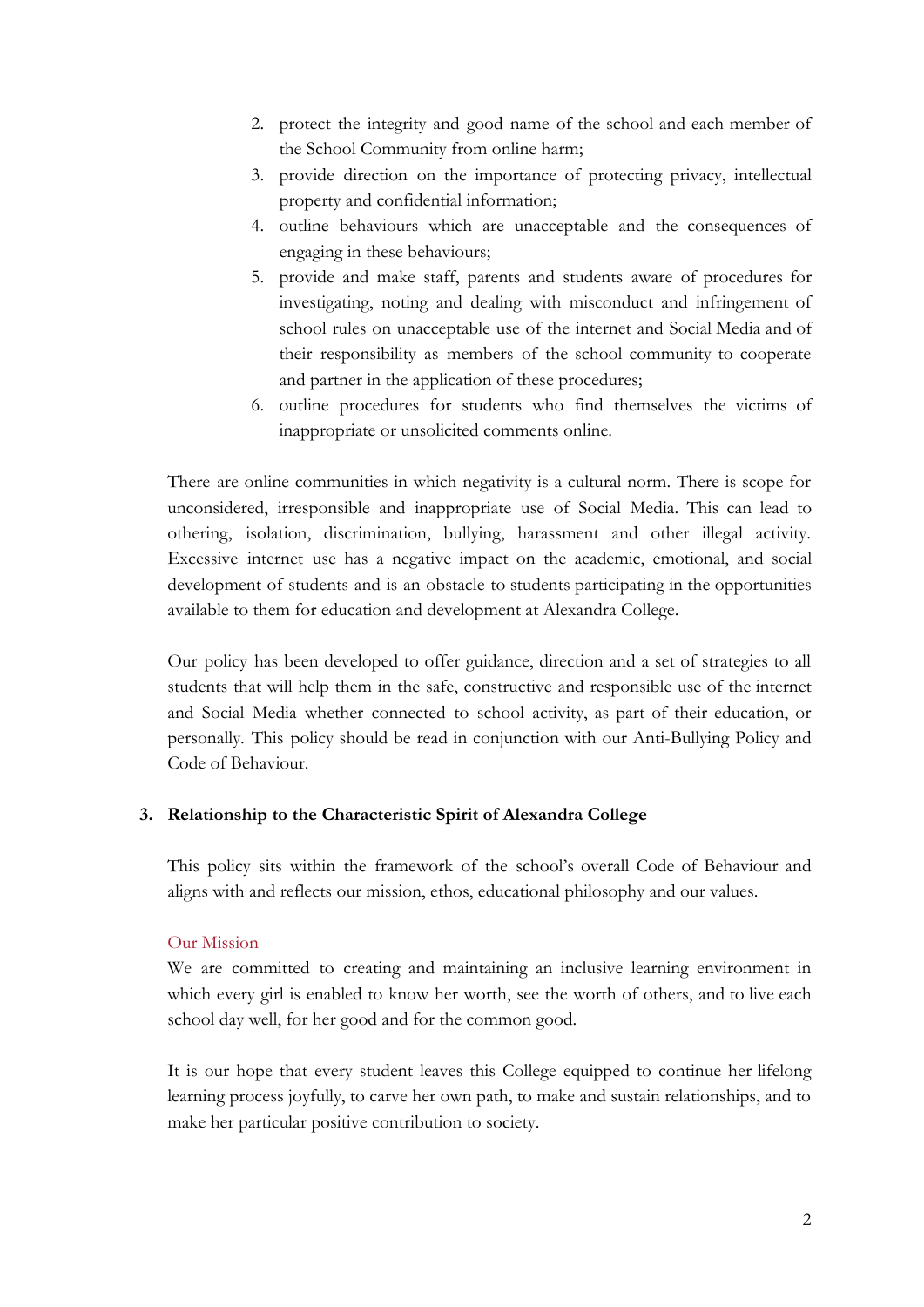2. protect the integrity and good name of the school and each member of the School Community from online harm;
3. provide direction on the importance of protecting privacy, intellectual property and confidential information;
4. outline behaviours which are unacceptable and the consequences of engaging in these behaviours;
5. provide and make staff, parents and students aware of procedures for investigating, noting and dealing with misconduct and infringement of school rules on unacceptable use of the internet and Social Media and of their responsibility as members of the school community to cooperate and partner in the application of these procedures;
6. outline procedures for students who find themselves the victims of inappropriate or unsolicited comments online.

There are online communities in which negativity is a cultural norm. There is scope for unconsidered, irresponsible and inappropriate use of Social Media. This can lead to othering, isolation, discrimination, bullying, harassment and other illegal activity. Excessive internet use has a negative impact on the academic, emotional, and social development of students and is an obstacle to students participating in the opportunities available to them for education and development at Alexandra College.

Our policy has been developed to offer guidance, direction and a set of strategies to all students that will help them in the safe, constructive and responsible use of the internet and Social Media whether connected to school activity, as part of their education, or personally. This policy should be read in conjunction with our Anti-Bullying Policy and Code of Behaviour.

## 3. Relationship to the Characteristic Spirit of Alexandra College

This policy sits within the framework of the school's overall Code of Behaviour and aligns with and reflects our mission, ethos, educational philosophy and our values.

### Our Mission

We are committed to creating and maintaining an inclusive learning environment in which every girl is enabled to know her worth, see the worth of others, and to live each school day well, for her good and for the common good.

It is our hope that every student leaves this College equipped to continue her lifelong learning process joyfully, to carve her own path, to make and sustain relationships, and to make her particular positive contribution to society.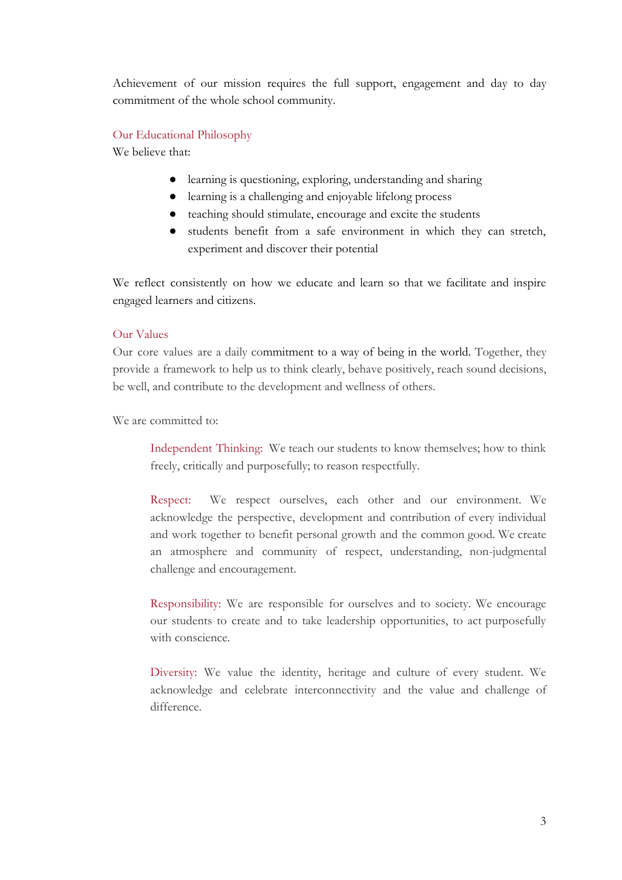Achievement of our mission requires the full support, engagement and day to day commitment of the whole school community.

## Our Educational Philosophy

We believe that:

- learning is questioning, exploring, understanding and sharing
- learning is a challenging and enjoyable lifelong process
- teaching should stimulate, encourage and excite the students
- students benefit from a safe environment in which they can stretch, experiment and discover their potential

We reflect consistently on how we educate and learn so that we facilitate and inspire engaged learners and citizens.

## Our Values

Our core values are a daily commitment to a way of being in the world. Together, they provide a framework to help us to think clearly, behave positively, reach sound decisions, be well, and contribute to the development and wellness of others.

We are committed to:

> Independent Thinking: We teach our students to know themselves; how to think freely, critically and purposefully; to reason respectfully.
>
> Respect: We respect ourselves, each other and our environment. We acknowledge the perspective, development and contribution of every individual and work together to benefit personal growth and the common good. We create an atmosphere and community of respect, understanding, non-judgmental challenge and encouragement.
>
> Responsibility: We are responsible for ourselves and to society. We encourage our students to create and to take leadership opportunities, to act purposefully with conscience.
>
> Diversity: We value the identity, heritage and culture of every student. We acknowledge and celebrate interconnectivity and the value and challenge of difference.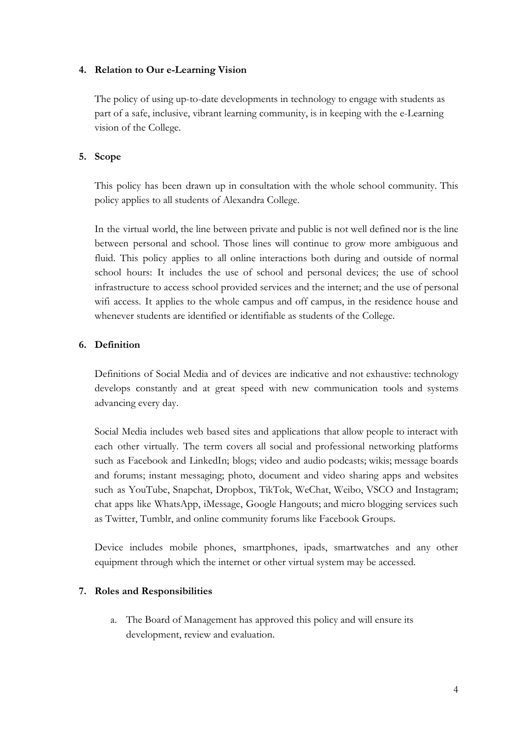## 4. Relation to Our e-Learning Vision

The policy of using up-to-date developments in technology to engage with students as part of a safe, inclusive, vibrant learning community, is in keeping with the e-Learning vision of the College.

## 5. Scope

This policy has been drawn up in consultation with the whole school community. This policy applies to all students of Alexandra College.

In the virtual world, the line between private and public is not well defined nor is the line between personal and school. Those lines will continue to grow more ambiguous and fluid. This policy applies to all online interactions both during and outside of normal school hours: It includes the use of school and personal devices; the use of school infrastructure to access school provided services and the internet; and the use of personal wifi access. It applies to the whole campus and off campus, in the residence house and whenever students are identified or identifiable as students of the College.

## 6. Definition

Definitions of Social Media and of devices are indicative and not exhaustive: technology develops constantly and at great speed with new communication tools and systems advancing every day.

Social Media includes web based sites and applications that allow people to interact with each other virtually. The term covers all social and professional networking platforms such as Facebook and LinkedIn; blogs; video and audio podcasts; wikis; message boards and forums; instant messaging; photo, document and video sharing apps and websites such as YouTube, Snapchat, Dropbox, TikTok, WeChat, Weibo, VSCO and Instagram; chat apps like WhatsApp, iMessage, Google Hangouts; and micro blogging services such as Twitter, Tumblr, and online community forums like Facebook Groups.

Device includes mobile phones, smartphones, ipads, smartwatches and any other equipment through which the internet or other virtual system may be accessed.

## 7. Roles and Responsibilities

a. The Board of Management has approved this policy and will ensure its development, review and evaluation.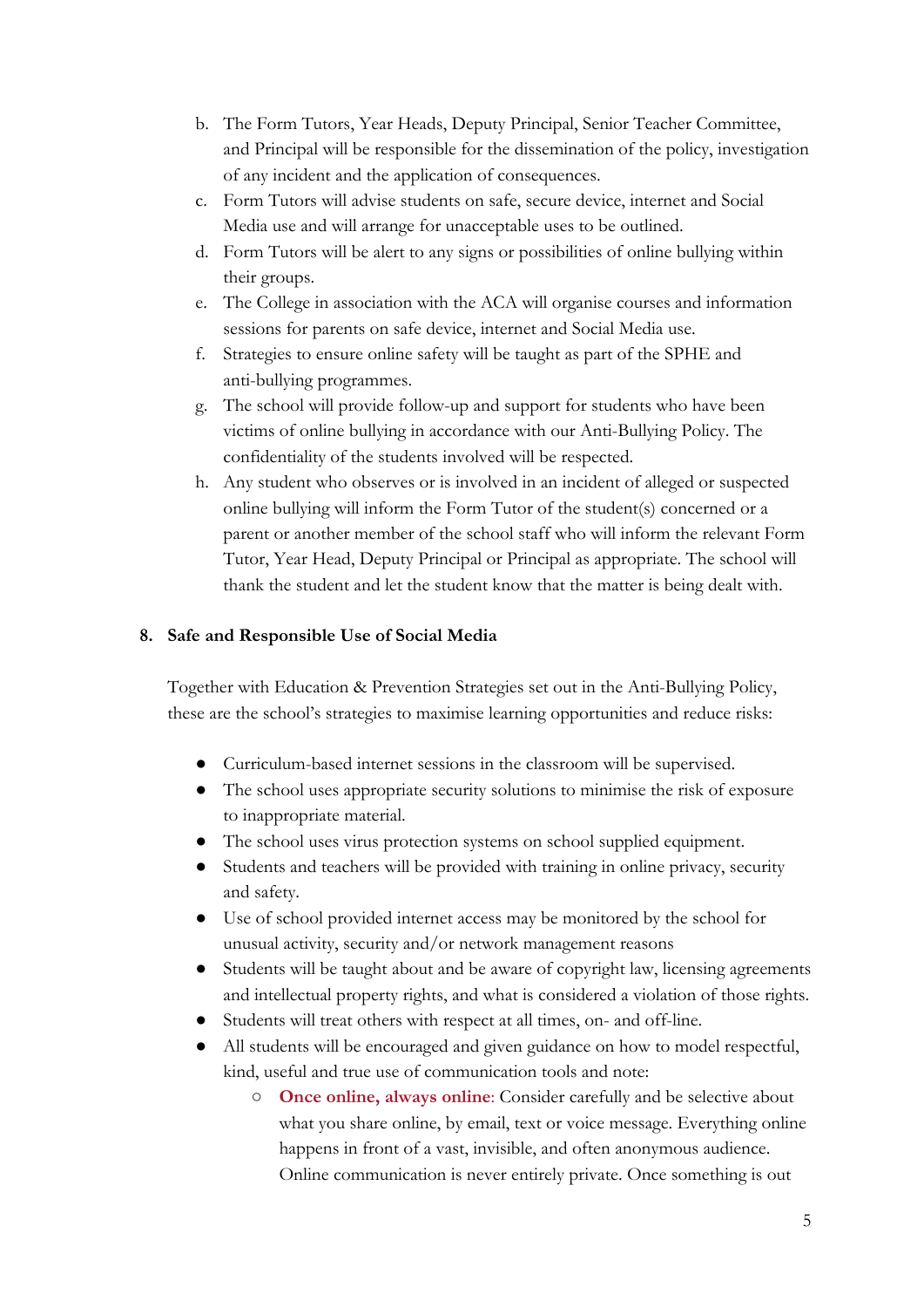b. The Form Tutors, Year Heads, Deputy Principal, Senior Teacher Committee, and Principal will be responsible for the dissemination of the policy, investigation of any incident and the application of consequences.
c. Form Tutors will advise students on safe, secure device, internet and Social Media use and will arrange for unacceptable uses to be outlined.
d. Form Tutors will be alert to any signs or possibilities of online bullying within their groups.
e. The College in association with the ACA will organise courses and information sessions for parents on safe device, internet and Social Media use.
f. Strategies to ensure online safety will be taught as part of the SPHE and anti-bullying programmes.
g. The school will provide follow-up and support for students who have been victims of online bullying in accordance with our Anti-Bullying Policy. The confidentiality of the students involved will be respected.
h. Any student who observes or is involved in an incident of alleged or suspected online bullying will inform the Form Tutor of the student(s) concerned or a parent or another member of the school staff who will inform the relevant Form Tutor, Year Head, Deputy Principal or Principal as appropriate. The school will thank the student and let the student know that the matter is being dealt with.

**8. Safe and Responsible Use of Social Media**

Together with Education & Prevention Strategies set out in the Anti-Bullying Policy, these are the school's strategies to maximise learning opportunities and reduce risks:

- Curriculum-based internet sessions in the classroom will be supervised.
- The school uses appropriate security solutions to minimise the risk of exposure to inappropriate material.
- The school uses virus protection systems on school supplied equipment.
- Students and teachers will be provided with training in online privacy, security and safety.
- Use of school provided internet access may be monitored by the school for unusual activity, security and/or network management reasons
- Students will be taught about and be aware of copyright law, licensing agreements and intellectual property rights, and what is considered a violation of those rights.
- Students will treat others with respect at all times, on- and off-line.
- All students will be encouraged and given guidance on how to model respectful, kind, useful and true use of communication tools and note:
    - **Once online, always online**: Consider carefully and be selective about what you share online, by email, text or voice message. Everything online happens in front of a vast, invisible, and often anonymous audience. Online communication is never entirely private. Once something is out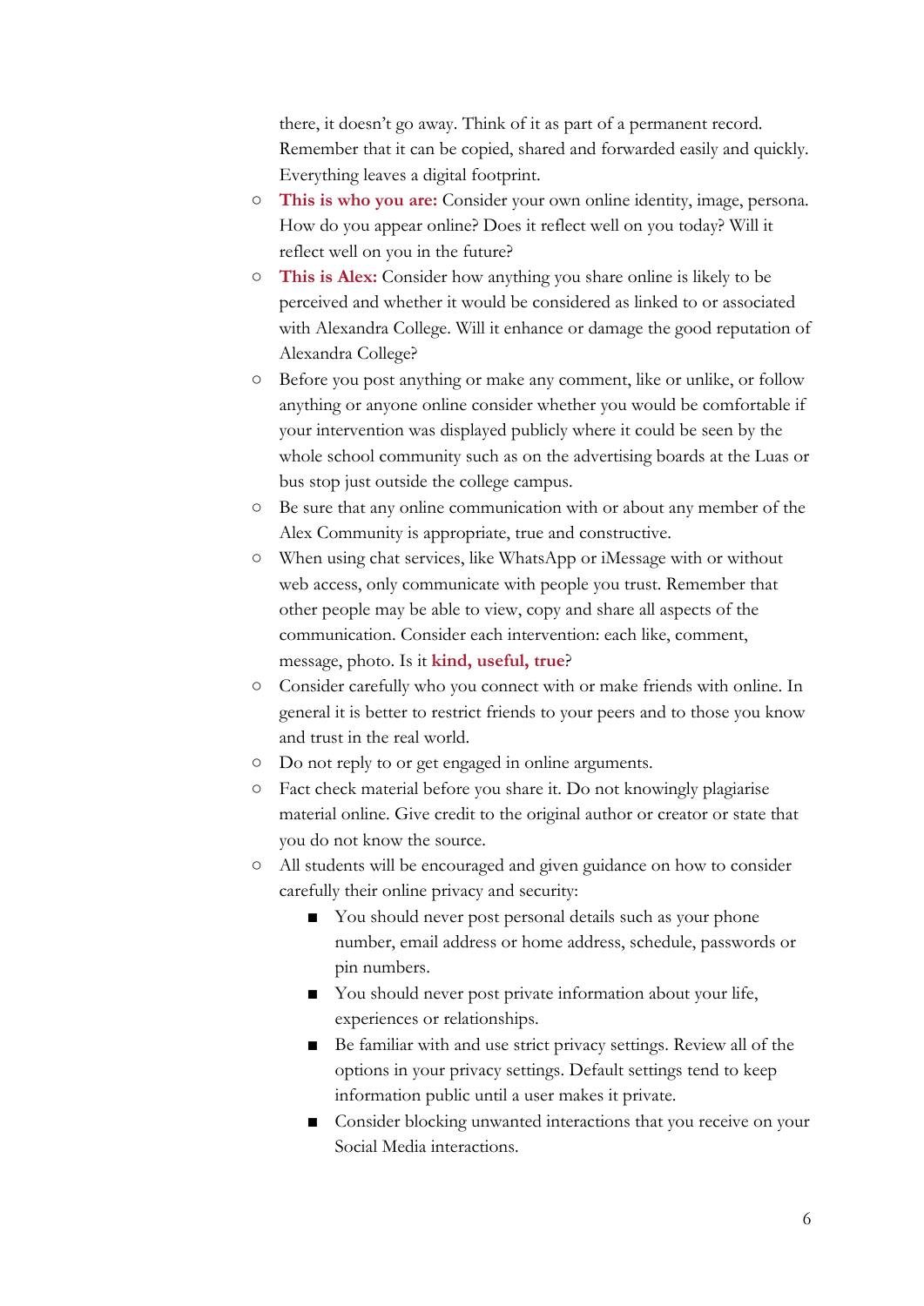there, it doesn't go away. Think of it as part of a permanent record. Remember that it can be copied, shared and forwarded easily and quickly. Everything leaves a digital footprint.

- **This is who you are:** Consider your own online identity, image, persona. How do you appear online? Does it reflect well on you today? Will it reflect well on you in the future?
- **This is Alex:** Consider how anything you share online is likely to be perceived and whether it would be considered as linked to or associated with Alexandra College. Will it enhance or damage the good reputation of Alexandra College?
- Before you post anything or make any comment, like or unlike, or follow anything or anyone online consider whether you would be comfortable if your intervention was displayed publicly where it could be seen by the whole school community such as on the advertising boards at the Luas or bus stop just outside the college campus.
- Be sure that any online communication with or about any member of the Alex Community is appropriate, true and constructive.
- When using chat services, like WhatsApp or iMessage with or without web access, only communicate with people you trust. Remember that other people may be able to view, copy and share all aspects of the communication. Consider each intervention: each like, comment, message, photo. Is it **kind, useful, true**?
- Consider carefully who you connect with or make friends with online. In general it is better to restrict friends to your peers and to those you know and trust in the real world.
- Do not reply to or get engaged in online arguments.
- Fact check material before you share it. Do not knowingly plagiarise material online. Give credit to the original author or creator or state that you do not know the source.
- All students will be encouraged and given guidance on how to consider carefully their online privacy and security:
  - You should never post personal details such as your phone number, email address or home address, schedule, passwords or pin numbers.
  - You should never post private information about your life, experiences or relationships.
  - Be familiar with and use strict privacy settings. Review all of the options in your privacy settings. Default settings tend to keep information public until a user makes it private.
  - Consider blocking unwanted interactions that you receive on your Social Media interactions.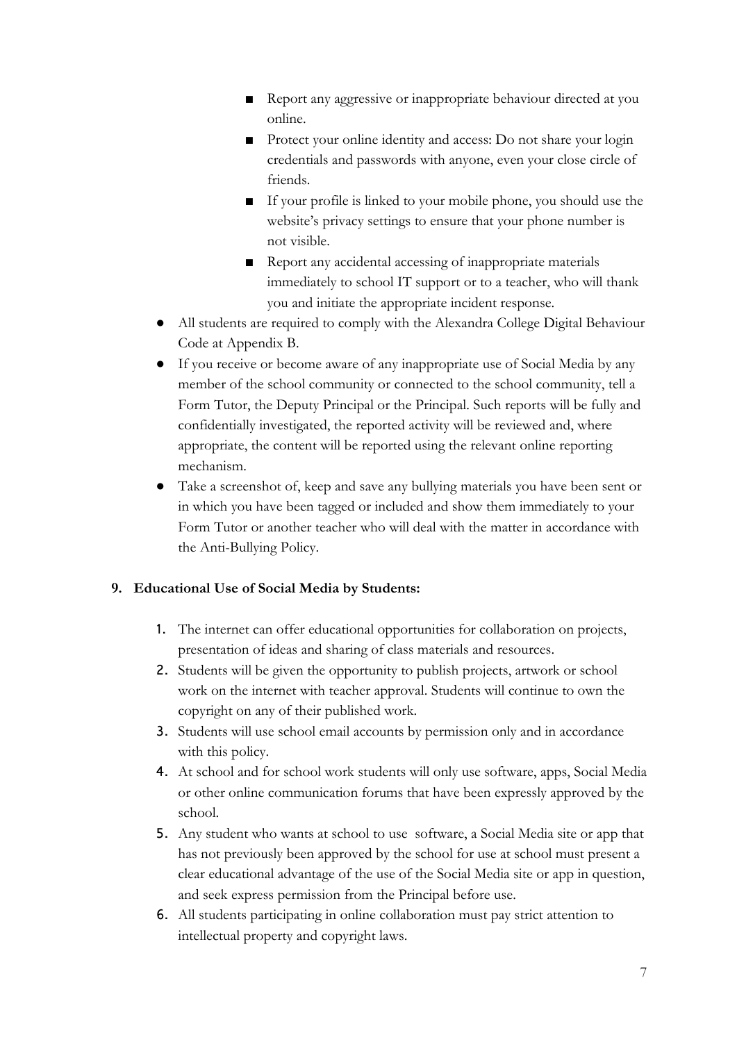- Report any aggressive or inappropriate behaviour directed at you online.
    - Protect your online identity and access: Do not share your login credentials and passwords with anyone, even your close circle of friends.
    - If your profile is linked to your mobile phone, you should use the website's privacy settings to ensure that your phone number is not visible.
    - Report any accidental accessing of inappropriate materials immediately to school IT support or to a teacher, who will thank you and initiate the appropriate incident response.
- All students are required to comply with the Alexandra College Digital Behaviour Code at Appendix B.
- If you receive or become aware of any inappropriate use of Social Media by any member of the school community or connected to the school community, tell a Form Tutor, the Deputy Principal or the Principal. Such reports will be fully and confidentially investigated, the reported activity will be reviewed and, where appropriate, the content will be reported using the relevant online reporting mechanism.
- Take a screenshot of, keep and save any bullying materials you have been sent or in which you have been tagged or included and show them immediately to your Form Tutor or another teacher who will deal with the matter in accordance with the Anti-Bullying Policy.

**9. Educational Use of Social Media by Students:**

1. The internet can offer educational opportunities for collaboration on projects, presentation of ideas and sharing of class materials and resources.
2. Students will be given the opportunity to publish projects, artwork or school work on the internet with teacher approval. Students will continue to own the copyright on any of their published work.
3. Students will use school email accounts by permission only and in accordance with this policy.
4. At school and for school work students will only use software, apps, Social Media or other online communication forums that have been expressly approved by the school.
5. Any student who wants at school to use software, a Social Media site or app that has not previously been approved by the school for use at school must present a clear educational advantage of the use of the Social Media site or app in question, and seek express permission from the Principal before use.
6. All students participating in online collaboration must pay strict attention to intellectual property and copyright laws.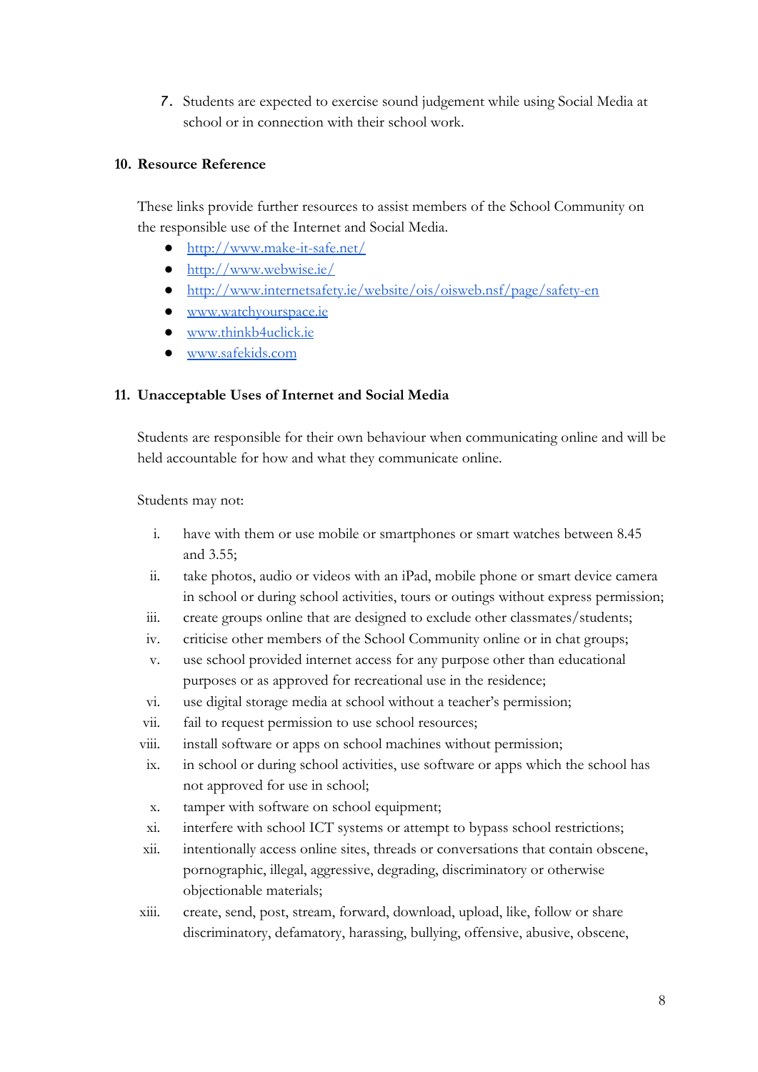7. Students are expected to exercise sound judgement while using Social Media at school or in connection with their school work.

## 10. Resource Reference

These links provide further resources to assist members of the School Community on the responsible use of the Internet and Social Media.

- http://www.make-it-safe.net/
- http://www.webwise.ie/
- http://www.internetsafety.ie/website/ois/oisweb.nsf/page/safety-en
- www.watchyourspace.ie
- www.thinkb4uclick.ie
- www.safekids.com

## 11. Unacceptable Uses of Internet and Social Media

Students are responsible for their own behaviour when communicating online and will be held accountable for how and what they communicate online.

Students may not:

i. have with them or use mobile or smartphones or smart watches between 8.45 and 3.55;

ii. take photos, audio or videos with an iPad, mobile phone or smart device camera in school or during school activities, tours or outings without express permission;

iii. create groups online that are designed to exclude other classmates/students;

iv. criticise other members of the School Community online or in chat groups;

v. use school provided internet access for any purpose other than educational purposes or as approved for recreational use in the residence;

vi. use digital storage media at school without a teacher's permission;

vii. fail to request permission to use school resources;

viii. install software or apps on school machines without permission;

ix. in school or during school activities, use software or apps which the school has not approved for use in school;

x. tamper with software on school equipment;

xi. interfere with school ICT systems or attempt to bypass school restrictions;

xii. intentionally access online sites, threads or conversations that contain obscene, pornographic, illegal, aggressive, degrading, discriminatory or otherwise objectionable materials;

xiii. create, send, post, stream, forward, download, upload, like, follow or share discriminatory, defamatory, harassing, bullying, offensive, abusive, obscene,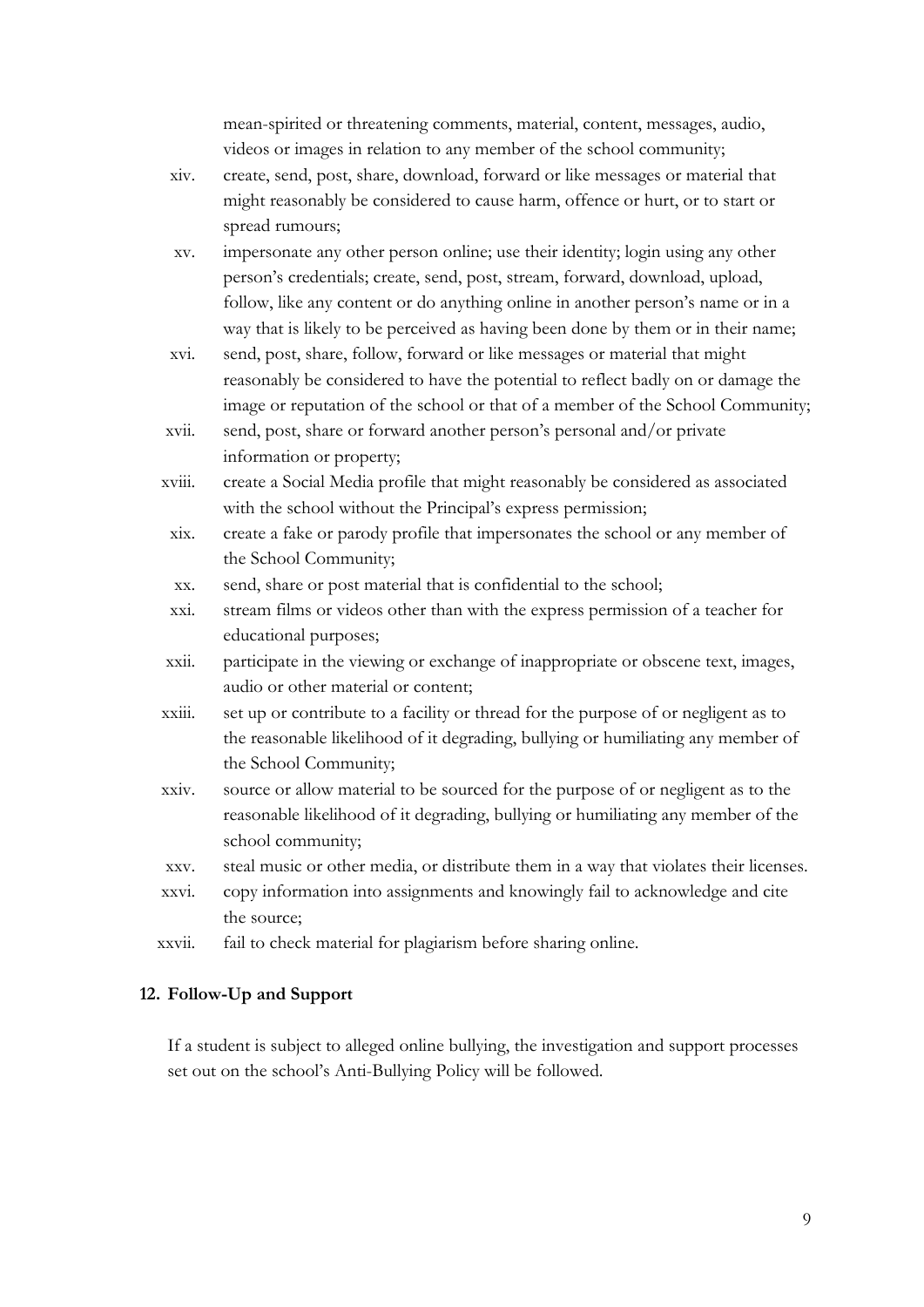mean-spirited or threatening comments, material, content, messages, audio, videos or images in relation to any member of the school community;

xiv. create, send, post, share, download, forward or like messages or material that might reasonably be considered to cause harm, offence or hurt, or to start or spread rumours;

xv. impersonate any other person online; use their identity; login using any other person's credentials; create, send, post, stream, forward, download, upload, follow, like any content or do anything online in another person's name or in a way that is likely to be perceived as having been done by them or in their name;

xvi. send, post, share, follow, forward or like messages or material that might reasonably be considered to have the potential to reflect badly on or damage the image or reputation of the school or that of a member of the School Community;

xvii. send, post, share or forward another person's personal and/or private information or property;

xviii. create a Social Media profile that might reasonably be considered as associated with the school without the Principal's express permission;

xix. create a fake or parody profile that impersonates the school or any member of the School Community;

xx. send, share or post material that is confidential to the school;

xxi. stream films or videos other than with the express permission of a teacher for educational purposes;

xxii. participate in the viewing or exchange of inappropriate or obscene text, images, audio or other material or content;

xxiii. set up or contribute to a facility or thread for the purpose of or negligent as to the reasonable likelihood of it degrading, bullying or humiliating any member of the School Community;

xxiv. source or allow material to be sourced for the purpose of or negligent as to the reasonable likelihood of it degrading, bullying or humiliating any member of the school community;

xxv. steal music or other media, or distribute them in a way that violates their licenses.

xxvi. copy information into assignments and knowingly fail to acknowledge and cite the source;

xxvii. fail to check material for plagiarism before sharing online.

## 12. Follow-Up and Support

If a student is subject to alleged online bullying, the investigation and support processes set out on the school's Anti-Bullying Policy will be followed.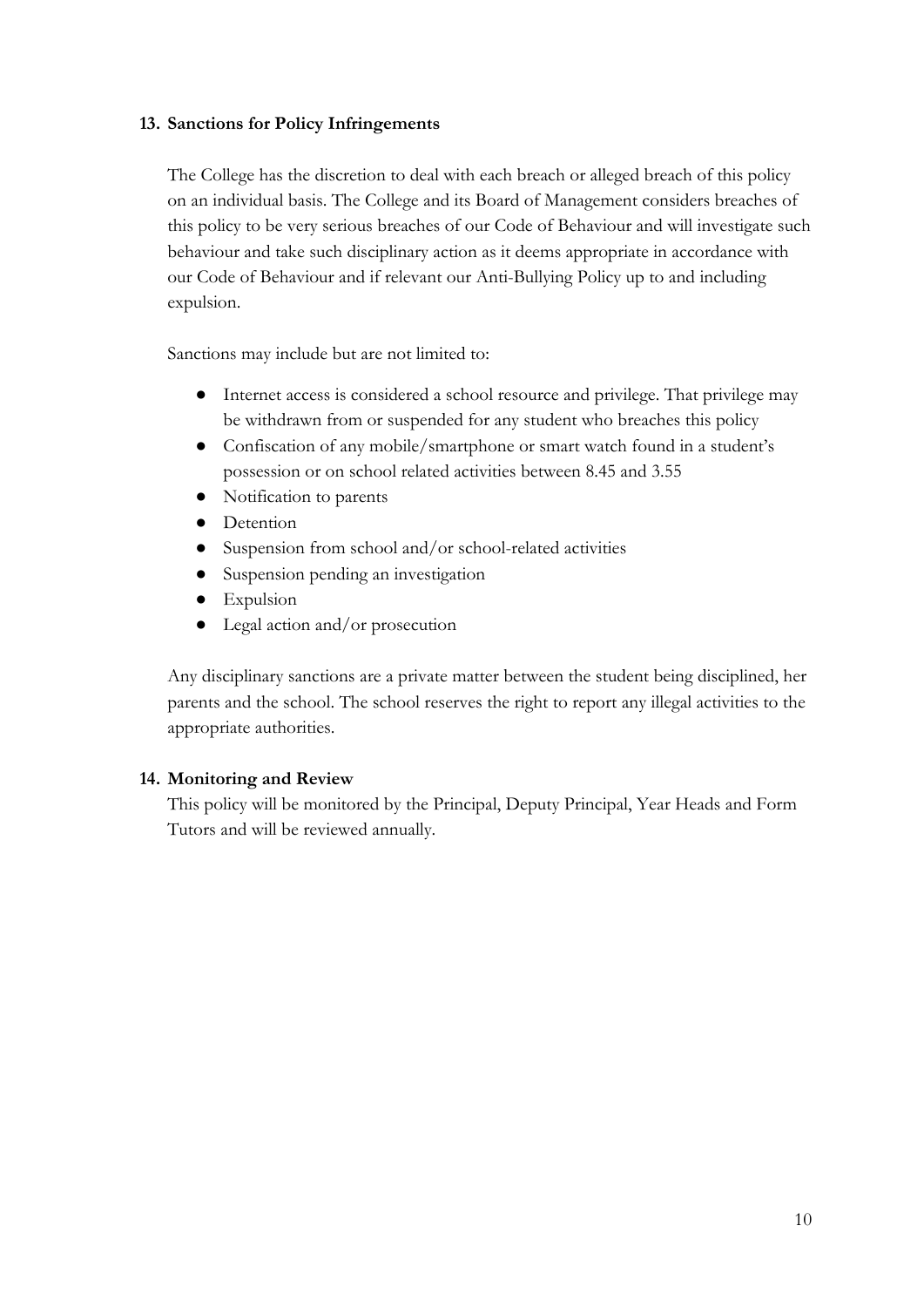### 13. Sanctions for Policy Infringements

The College has the discretion to deal with each breach or alleged breach of this policy on an individual basis. The College and its Board of Management considers breaches of this policy to be very serious breaches of our Code of Behaviour and will investigate such behaviour and take such disciplinary action as it deems appropriate in accordance with our Code of Behaviour and if relevant our Anti-Bullying Policy up to and including expulsion.

Sanctions may include but are not limited to:

- Internet access is considered a school resource and privilege. That privilege may be withdrawn from or suspended for any student who breaches this policy
- Confiscation of any mobile/smartphone or smart watch found in a student's possession or on school related activities between 8.45 and 3.55
- Notification to parents
- Detention
- Suspension from school and/or school-related activities
- Suspension pending an investigation
- Expulsion
- Legal action and/or prosecution

Any disciplinary sanctions are a private matter between the student being disciplined, her parents and the school. The school reserves the right to report any illegal activities to the appropriate authorities.

### 14. Monitoring and Review

This policy will be monitored by the Principal, Deputy Principal, Year Heads and Form Tutors and will be reviewed annually.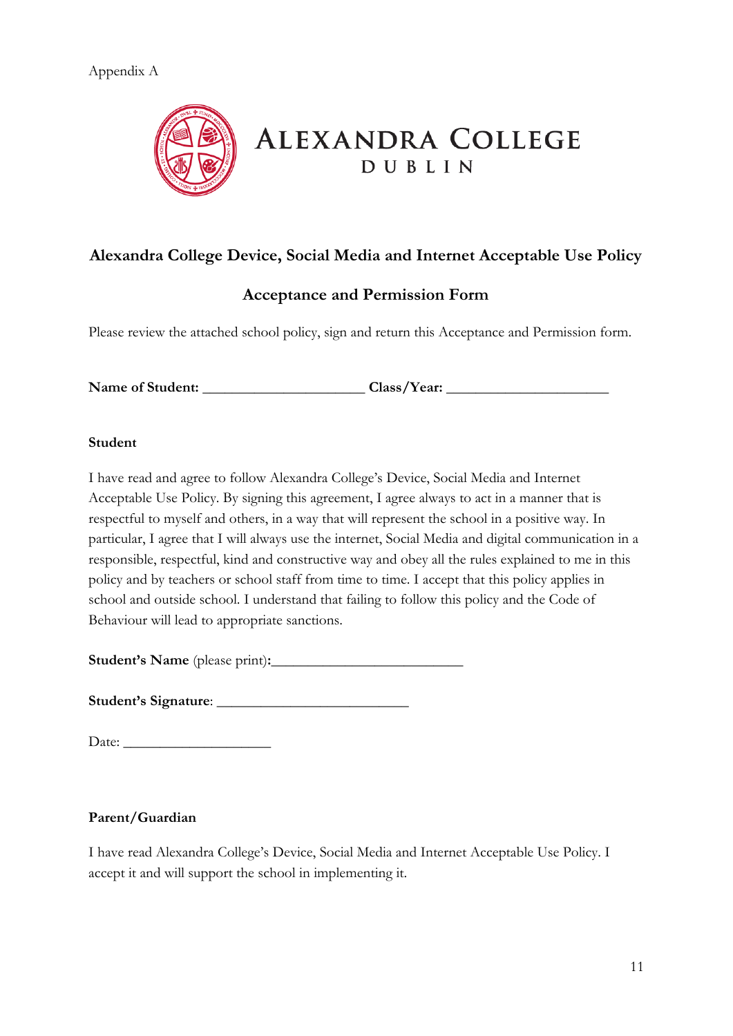Appendix A

**ALEXANDRA COLLEGE**
**DUBLIN**

## Alexandra College Device, Social Media and Internet Acceptable Use Policy

## Acceptance and Permission Form

Please review the attached school policy, sign and return this Acceptance and Permission form.

**Name of Student:** ______________________ **Class/Year:** ______________________

**Student**

I have read and agree to follow Alexandra College's Device, Social Media and Internet Acceptable Use Policy. By signing this agreement, I agree always to act in a manner that is respectful to myself and others, in a way that will represent the school in a positive way. In particular, I agree that I will always use the internet, Social Media and digital communication in a responsible, respectful, kind and constructive way and obey all the rules explained to me in this policy and by teachers or school staff from time to time. I accept that this policy applies in school and outside school. I understand that failing to follow this policy and the Code of Behaviour will lead to appropriate sanctions.

**Student's Name** (please print)**:**_________________________

**Student's Signature**: _________________________

Date: ____________________

**Parent/Guardian**

I have read Alexandra College's Device, Social Media and Internet Acceptable Use Policy. I accept it and will support the school in implementing it.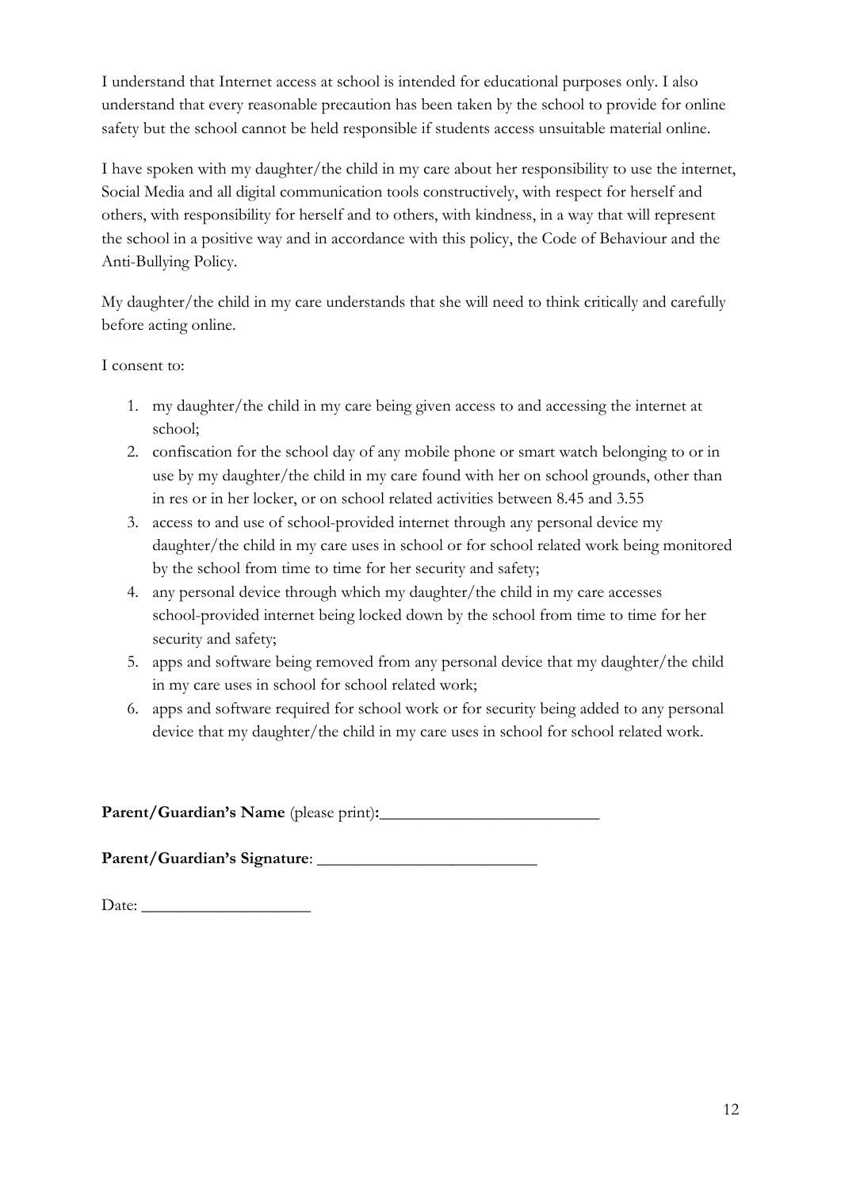I understand that Internet access at school is intended for educational purposes only. I also understand that every reasonable precaution has been taken by the school to provide for online safety but the school cannot be held responsible if students access unsuitable material online.

I have spoken with my daughter/the child in my care about her responsibility to use the internet, Social Media and all digital communication tools constructively, with respect for herself and others, with responsibility for herself and to others, with kindness, in a way that will represent the school in a positive way and in accordance with this policy, the Code of Behaviour and the Anti-Bullying Policy.

My daughter/the child in my care understands that she will need to think critically and carefully before acting online.

I consent to:

1. my daughter/the child in my care being given access to and accessing the internet at school;
2. confiscation for the school day of any mobile phone or smart watch belonging to or in use by my daughter/the child in my care found with her on school grounds, other than in res or in her locker, or on school related activities between 8.45 and 3.55
3. access to and use of school-provided internet through any personal device my daughter/the child in my care uses in school or for school related work being monitored by the school from time to time for her security and safety;
4. any personal device through which my daughter/the child in my care accesses school-provided internet being locked down by the school from time to time for her security and safety;
5. apps and software being removed from any personal device that my daughter/the child in my care uses in school for school related work;
6. apps and software required for school work or for security being added to any personal device that my daughter/the child in my care uses in school for school related work.

**Parent/Guardian's Name** (please print)**:**___________________________

**Parent/Guardian's Signature**: ___________________________

Date: ____________________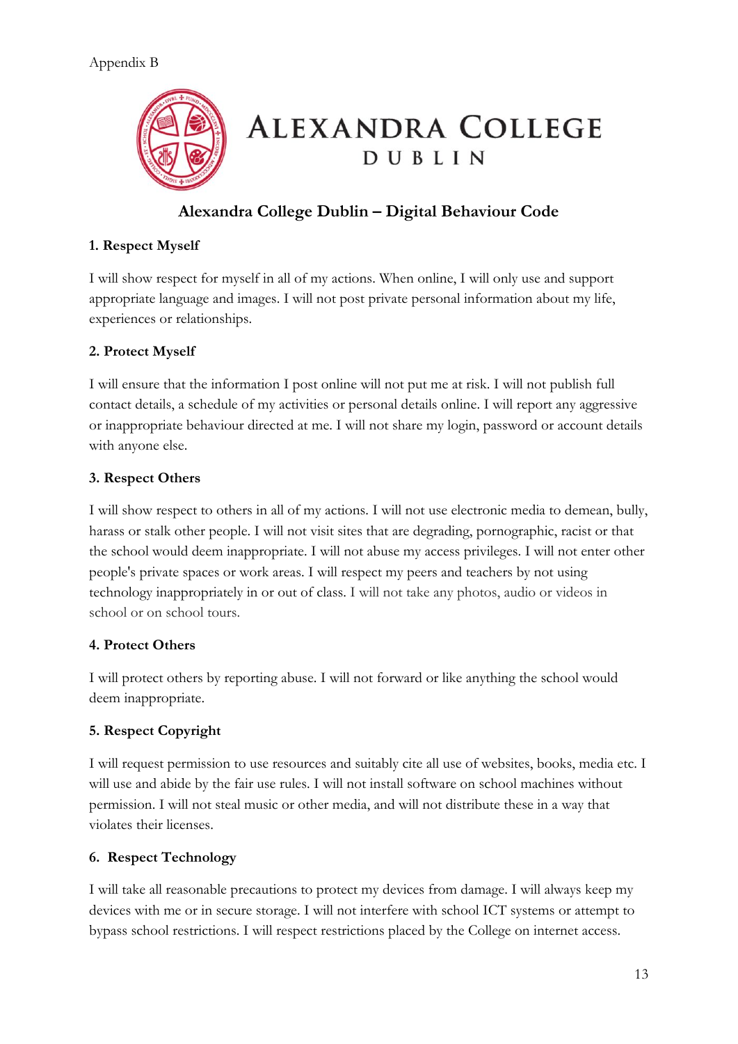Appendix B

ALEXANDRA COLLEGE
DUBLIN

## Alexandra College Dublin – Digital Behaviour Code

### 1. Respect Myself

I will show respect for myself in all of my actions. When online, I will only use and support appropriate language and images. I will not post private personal information about my life, experiences or relationships.

### 2. Protect Myself

I will ensure that the information I post online will not put me at risk. I will not publish full contact details, a schedule of my activities or personal details online. I will report any aggressive or inappropriate behaviour directed at me. I will not share my login, password or account details with anyone else.

### 3. Respect Others

I will show respect to others in all of my actions. I will not use electronic media to demean, bully, harass or stalk other people. I will not visit sites that are degrading, pornographic, racist or that the school would deem inappropriate. I will not abuse my access privileges. I will not enter other people's private spaces or work areas. I will respect my peers and teachers by not using technology inappropriately in or out of class. I will not take any photos, audio or videos in school or on school tours.

### 4. Protect Others

I will protect others by reporting abuse. I will not forward or like anything the school would deem inappropriate.

### 5. Respect Copyright

I will request permission to use resources and suitably cite all use of websites, books, media etc. I will use and abide by the fair use rules. I will not install software on school machines without permission. I will not steal music or other media, and will not distribute these in a way that violates their licenses.

### 6. Respect Technology

I will take all reasonable precautions to protect my devices from damage. I will always keep my devices with me or in secure storage. I will not interfere with school ICT systems or attempt to bypass school restrictions. I will respect restrictions placed by the College on internet access.